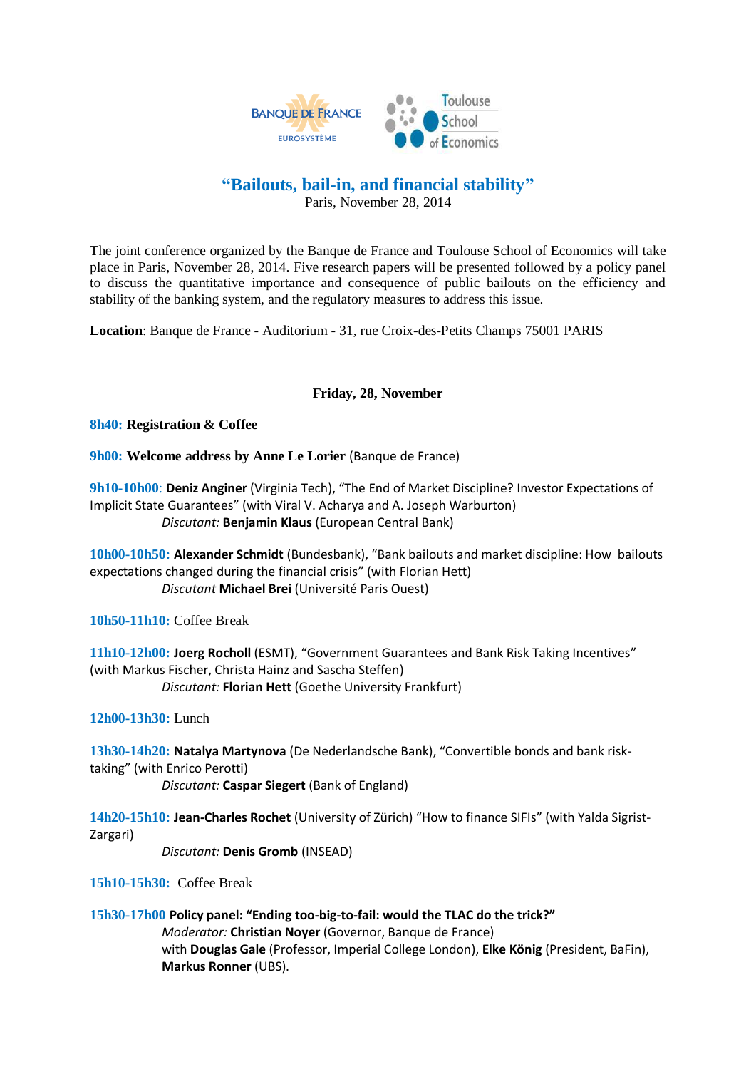# "Bailouts, bail-in, and financial stability"

Paris, November 28, 2014

The joint conference organized by the Banque de France and Toulouse School of Economics will take place in Paris, November 28, 2014. Five research papers will be presented followed by a policy panel to discuss the quantitative importance and consequence of public bailouts on the efficiency and stability of the banking system, and the regulatory measures to address this issue.

**Location**: Banque de France - Auditorium - 31, rue Croix-des-Petits Champs 75001 PARIS

**Friday, 28, November**

**8h40: Registration & Coffee**

**9h00: Welcome address by Anne Le Lorier** (Banque de France)

**9h10-10h00**: **Deniz Anginer** (Virginia Tech), "The End of Market Discipline? Investor Expectations of Implicit State Guarantees" (with Viral V. Acharya and A. Joseph Warburton)

*Discutant:* **Benjamin Klaus** (European Central Bank)

**10h00-10h50: Alexander Schmidt** (Bundesbank), "Bank bailouts and market discipline: How bailouts expectations changed during the financial crisis" (with Florian Hett)

*Discutant* **Michael Brei** (Université Paris Ouest)

**10h50-11h10:** Coffee Break

**11h10-12h00: Joerg Rocholl** (ESMT), "Government Guarantees and Bank Risk Taking Incentives" (with Markus Fischer, Christa Hainz and Sascha Steffen)

*Discutant:* **Florian Hett** (Goethe University Frankfurt)

**12h00-13h30:** Lunch

**13h30-14h20: Natalya Martynova** (De Nederlandsche Bank), "Convertible bonds and bank risk-taking" (with Enrico Perotti)

*Discutant:* **Caspar Siegert** (Bank of England)

**14h20-15h10: Jean-Charles Rochet** (University of Zürich) "How to finance SIFIs" (with Yalda Sigrist-Zargari)

*Discutant:* **Denis Gromb** (INSEAD)

**15h10-15h30:** Coffee Break

**15h30-17h00 Policy panel: "Ending too-big-to-fail: would the TLAC do the trick?"**

*Moderator:* **Christian Noyer** (Governor, Banque de France)

with **Douglas Gale** (Professor, Imperial College London), **Elke König** (President, BaFin), **Markus Ronner** (UBS).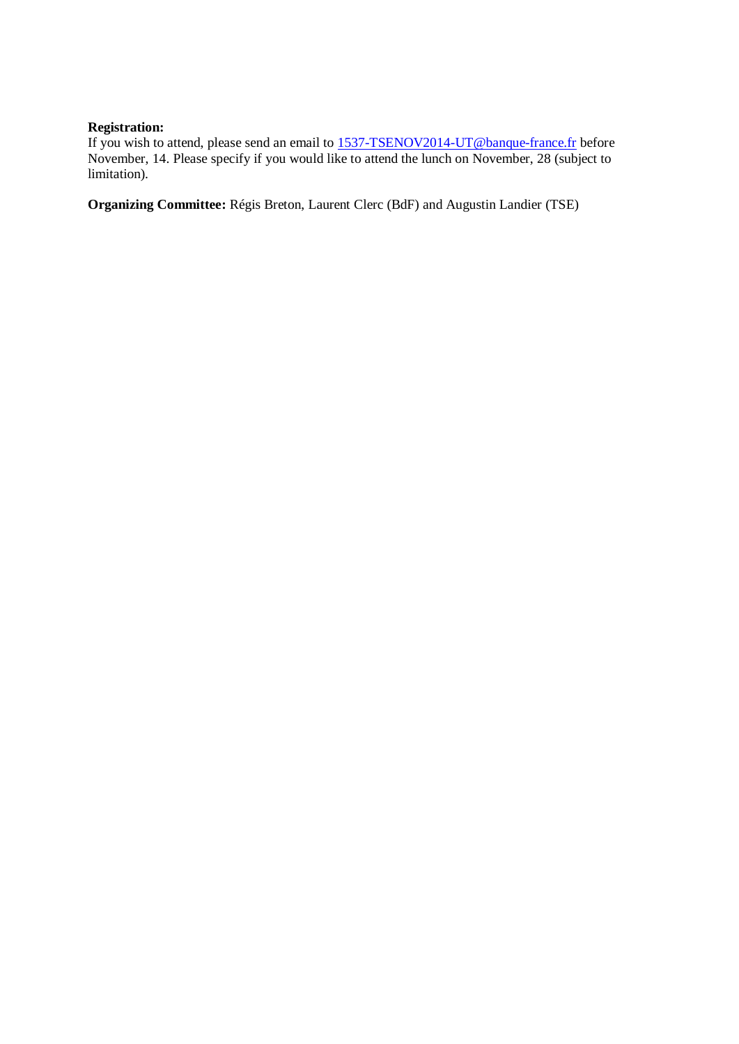**Registration:**
If you wish to attend, please send an email to 1537-TSENOV2014-UT@banque-france.fr before November, 14. Please specify if you would like to attend the lunch on November, 28 (subject to limitation).

**Organizing Committee:** Régis Breton, Laurent Clerc (BdF) and Augustin Landier (TSE)